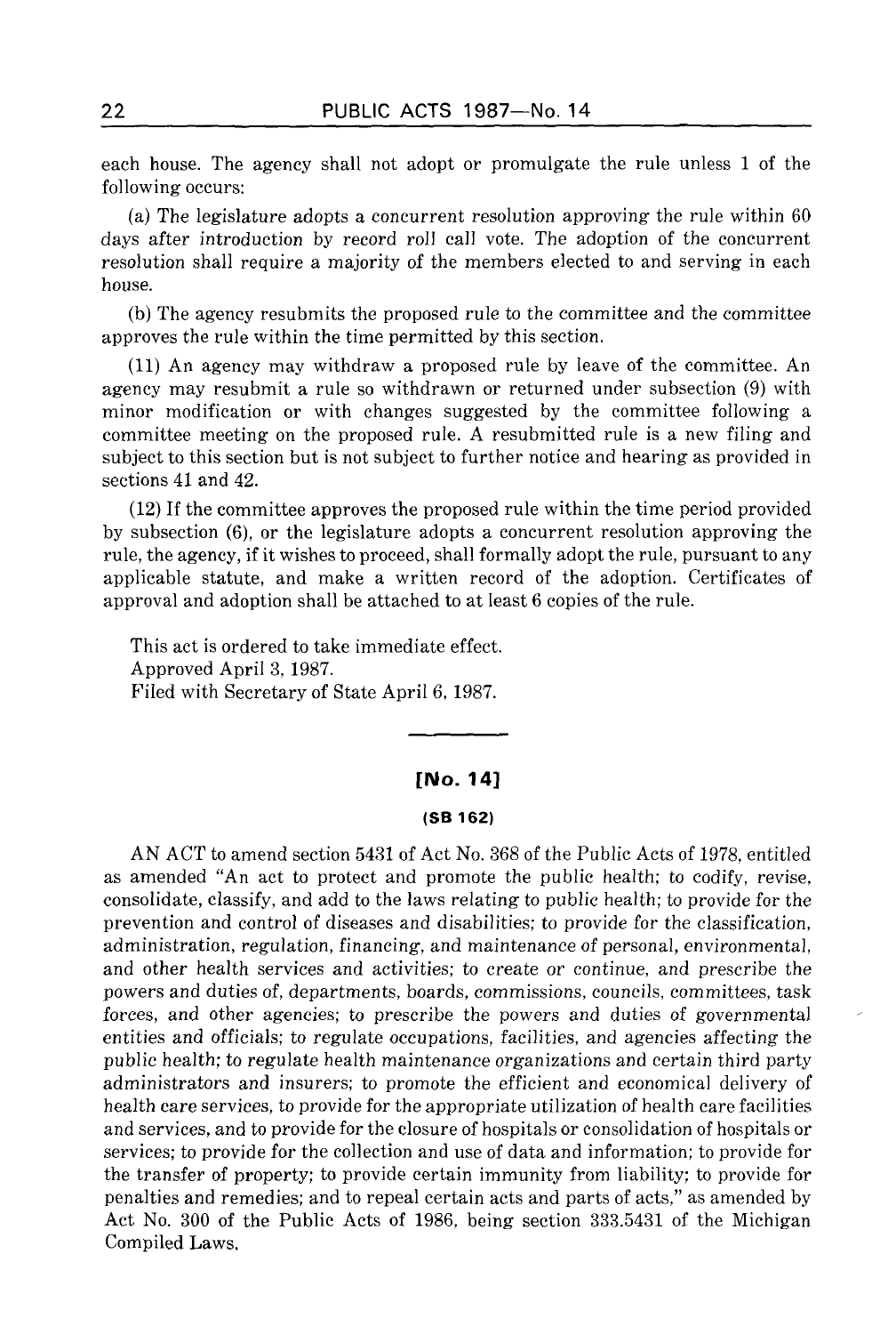each house. The agency shall not adopt or promulgate the rule unless 1 of the following occurs:

(a) The legislature adopts a concurrent resolution approving the rule within 60 days after introduction by record roll call vote. The adoption of the concurrent resolution shall require a majority of the members elected to and serving in each house.

(b) The agency resubmits the proposed rule to the committee and the committee approves the rule within the time permitted by this section.

(11) An agency may withdraw a proposed rule by leave of the committee. An agency may resubmit a rule so withdrawn or returned under subsection (9) with minor modification or with changes suggested by the committee following a committee meeting on the proposed rule. A resubmitted rule is a new filing and subject to this section but is not subject to further notice and hearing as provided in sections 41 and 42.

(12) If the committee approves the proposed rule within the time period provided by subsection (6), or the legislature adopts a concurrent resolution approving the rule, the agency, if it wishes to proceed, shall formally adopt the rule, pursuant to any applicable statute, and make a written record of the adoption. Certificates of approval and adoption shall be attached to at least 6 copies of the rule.

This act is ordered to take immediate effect.
Approved April 3, 1987.
Filed with Secretary of State April 6, 1987.

## [No. 14]

### (SB 162)

AN ACT to amend section 5431 of Act No. 368 of the Public Acts of 1978, entitled as amended "An act to protect and promote the public health; to codify, revise, consolidate, classify, and add to the laws relating to public health; to provide for the prevention and control of diseases and disabilities; to provide for the classification, administration, regulation, financing, and maintenance of personal, environmental, and other health services and activities; to create or continue, and prescribe the powers and duties of, departments, boards, commissions, councils, committees, task forces, and other agencies; to prescribe the powers and duties of governmental entities and officials; to regulate occupations, facilities, and agencies affecting the public health; to regulate health maintenance organizations and certain third party administrators and insurers; to promote the efficient and economical delivery of health care services, to provide for the appropriate utilization of health care facilities and services, and to provide for the closure of hospitals or consolidation of hospitals or services; to provide for the collection and use of data and information; to provide for the transfer of property; to provide certain immunity from liability; to provide for penalties and remedies; and to repeal certain acts and parts of acts," as amended by Act No. 300 of the Public Acts of 1986, being section 333.5431 of the Michigan Compiled Laws.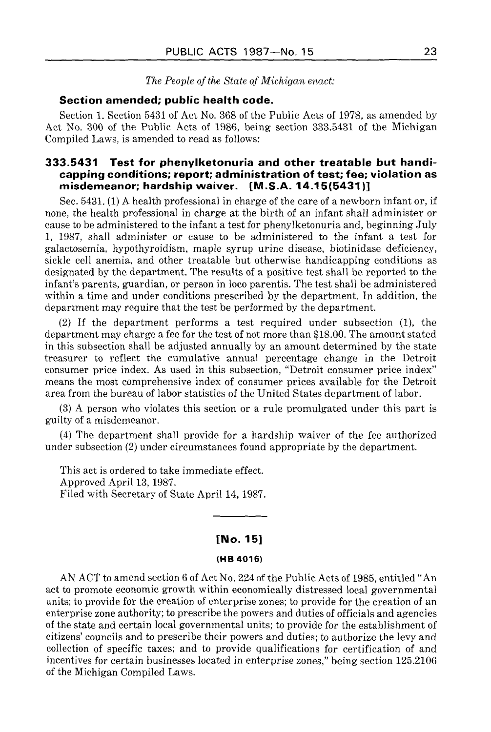*The People of the State of Michigan enact:*

**Section amended; public health code.**

Section 1. Section 5431 of Act No. 368 of the Public Acts of 1978, as amended by Act No. 300 of the Public Acts of 1986, being section 333.5431 of the Michigan Compiled Laws, is amended to read as follows:

### 333.5431 Test for phenylketonuria and other treatable but handicapping conditions; report; administration of test; fee; violation as misdemeanor; hardship waiver. [M.S.A. 14.15(5431)]

Sec. 5431. (1) A health professional in charge of the care of a newborn infant or, if none, the health professional in charge at the birth of an infant shall administer or cause to be administered to the infant a test for phenylketonuria and, beginning July 1, 1987, shall administer or cause to be administered to the infant a test for galactosemia, hypothyroidism, maple syrup urine disease, biotinidase deficiency, sickle cell anemia, and other treatable but otherwise handicapping conditions as designated by the department. The results of a positive test shall be reported to the infant's parents, guardian, or person in loco parentis. The test shall be administered within a time and under conditions prescribed by the department. In addition, the department may require that the test be performed by the department.

(2) If the department performs a test required under subsection (1), the department may charge a fee for the test of not more than $18.00. The amount stated in this subsection shall be adjusted annually by an amount determined by the state treasurer to reflect the cumulative annual percentage change in the Detroit consumer price index. As used in this subsection, "Detroit consumer price index" means the most comprehensive index of consumer prices available for the Detroit area from the bureau of labor statistics of the United States department of labor.

(3) A person who violates this section or a rule promulgated under this part is guilty of a misdemeanor.

(4) The department shall provide for a hardship waiver of the fee authorized under subsection (2) under circumstances found appropriate by the department.

This act is ordered to take immediate effect.
Approved April 13, 1987.
Filed with Secretary of State April 14, 1987.

---

## [No. 15]

### (HB 4016)

AN ACT to amend section 6 of Act No. 224 of the Public Acts of 1985, entitled "An act to promote economic growth within economically distressed local governmental units; to provide for the creation of enterprise zones; to provide for the creation of an enterprise zone authority; to prescribe the powers and duties of officials and agencies of the state and certain local governmental units; to provide for the establishment of citizens' councils and to prescribe their powers and duties; to authorize the levy and collection of specific taxes; and to provide qualifications for certification of and incentives for certain businesses located in enterprise zones," being section 125.2106 of the Michigan Compiled Laws.